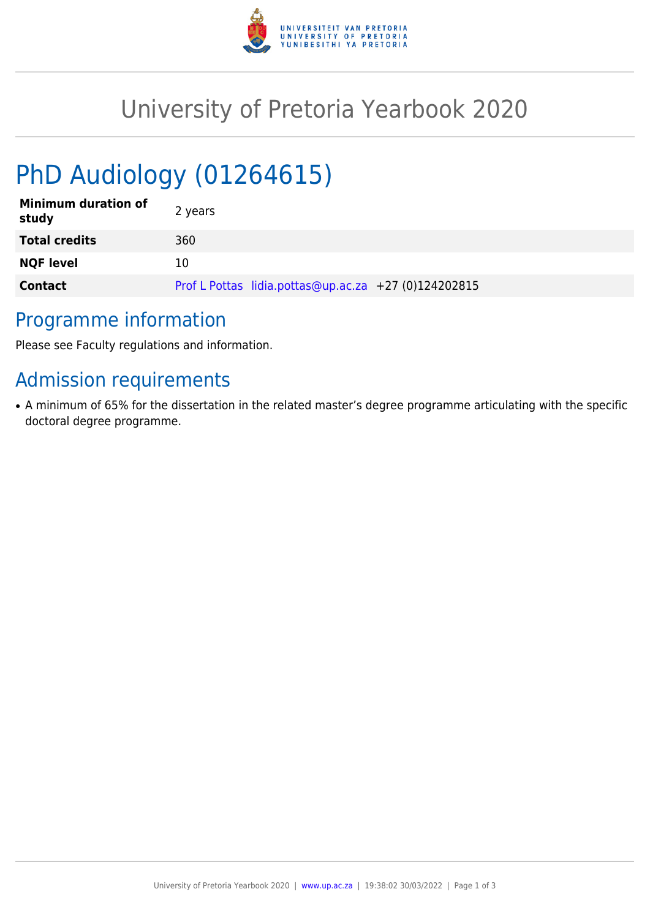# University of Pretoria Yearbook 2020

## PhD Audiology (01264615)

| | |
|---|---|
| **Minimum duration of study** | 2 years |
| **Total credits** | 360 |
| **NQF level** | 10 |
| **Contact** | Prof L Pottas lidia.pottas@up.ac.za +27 (0)124202815 |

### Programme information

Please see Faculty regulations and information.

### Admission requirements

- A minimum of 65% for the dissertation in the related master's degree programme articulating with the specific doctoral degree programme.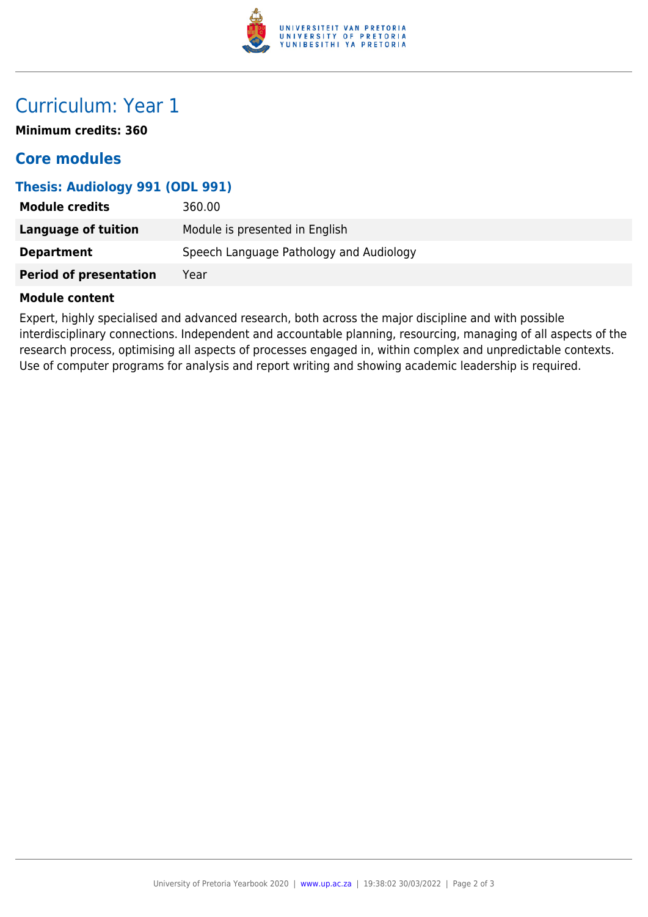# Curriculum: Year 1

**Minimum credits: 360**

## Core modules

### Thesis: Audiology 991 (ODL 991)

| | |
|---|---|
| **Module credits** | 360.00 |
| **Language of tuition** | Module is presented in English |
| **Department** | Speech Language Pathology and Audiology |
| **Period of presentation** | Year |

**Module content**

Expert, highly specialised and advanced research, both across the major discipline and with possible interdisciplinary connections. Independent and accountable planning, resourcing, managing of all aspects of the research process, optimising all aspects of processes engaged in, within complex and unpredictable contexts. Use of computer programs for analysis and report writing and showing academic leadership is required.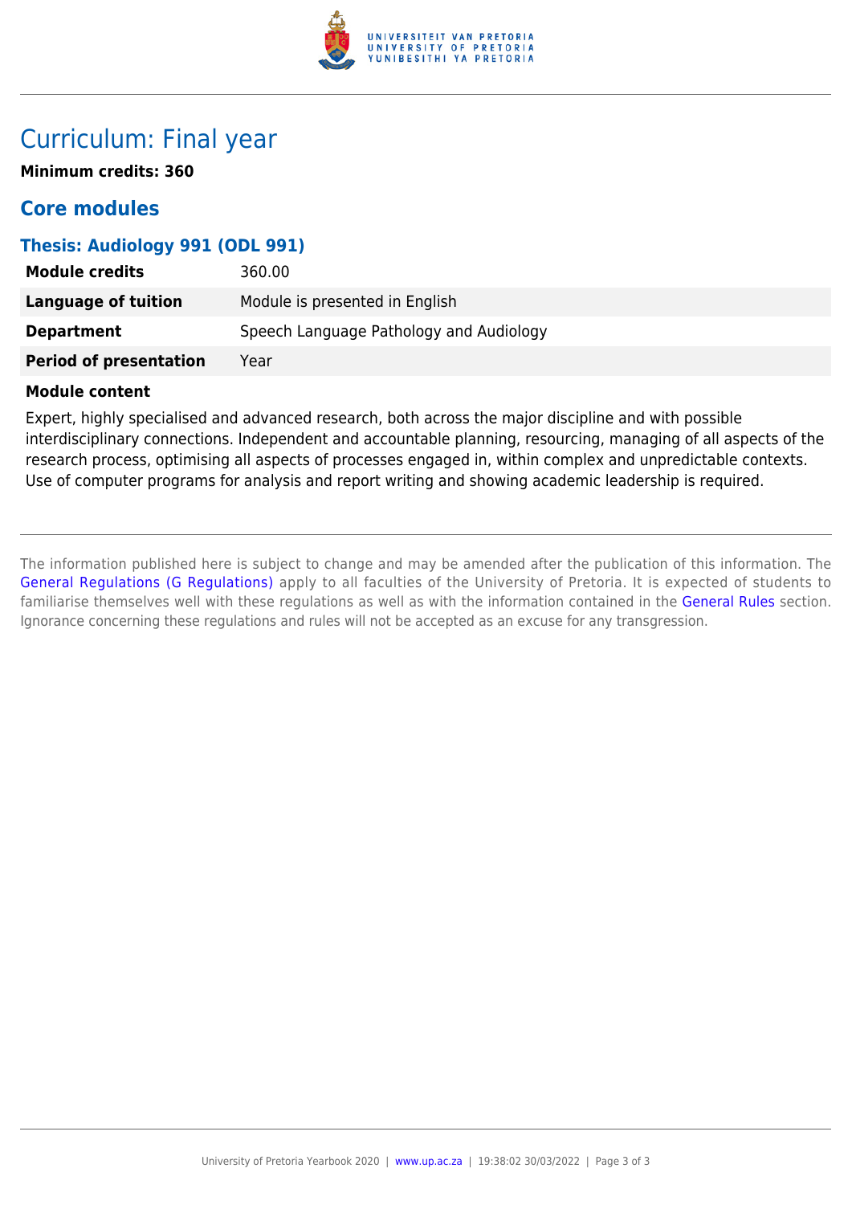# Curriculum: Final year

**Minimum credits: 360**

## Core modules

### Thesis: Audiology 991 (ODL 991)

| | |
|---|---|
| **Module credits** | 360.00 |
| **Language of tuition** | Module is presented in English |
| **Department** | Speech Language Pathology and Audiology |
| **Period of presentation** | Year |

**Module content**

Expert, highly specialised and advanced research, both across the major discipline and with possible interdisciplinary connections. Independent and accountable planning, resourcing, managing of all aspects of the research process, optimising all aspects of processes engaged in, within complex and unpredictable contexts. Use of computer programs for analysis and report writing and showing academic leadership is required.

The information published here is subject to change and may be amended after the publication of this information. The General Regulations (G Regulations) apply to all faculties of the University of Pretoria. It is expected of students to familiarise themselves well with these regulations as well as with the information contained in the General Rules section. Ignorance concerning these regulations and rules will not be accepted as an excuse for any transgression.